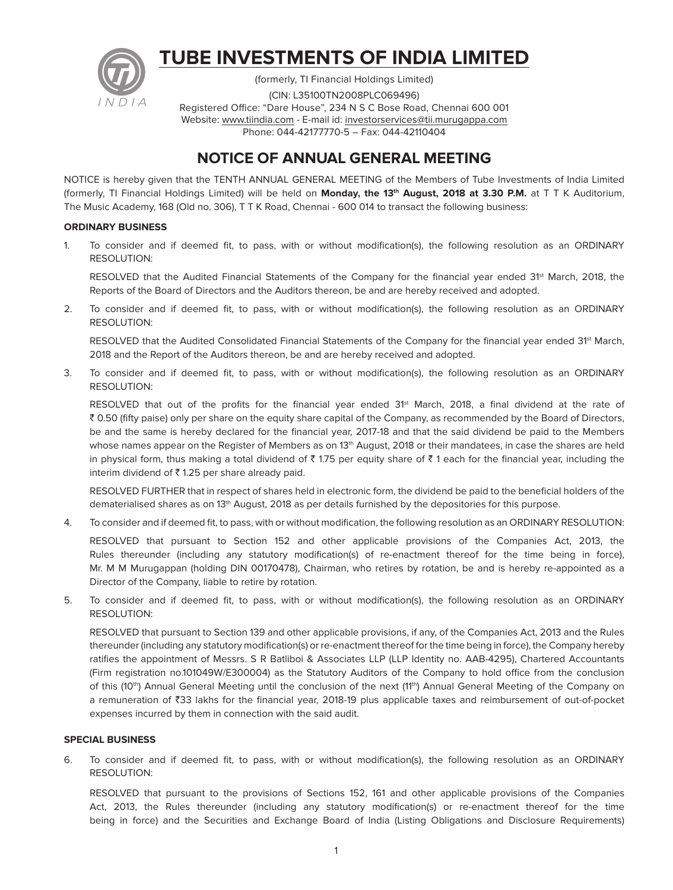# TUBE INVESTMENTS OF INDIA LIMITED

(formerly, TI Financial Holdings Limited)

(CIN: L35100TN2008PLC069496)

Registered Office: "Dare House", 234 N S C Bose Road, Chennai 600 001

Website: www.tiindia.com - E-mail id: investorservices@tii.murugappa.com

Phone: 044-42177770-5 – Fax: 044-42110404

## NOTICE OF ANNUAL GENERAL MEETING

NOTICE is hereby given that the TENTH ANNUAL GENERAL MEETING of the Members of Tube Investments of India Limited (formerly, TI Financial Holdings Limited) will be held on **Monday, the 13th August, 2018 at 3.30 P.M.** at T T K Auditorium, The Music Academy, 168 (Old no. 306), T T K Road, Chennai - 600 014 to transact the following business:

### ORDINARY BUSINESS

1. To consider and if deemed fit, to pass, with or without modification(s), the following resolution as an ORDINARY RESOLUTION:

   RESOLVED that the Audited Financial Statements of the Company for the financial year ended 31st March, 2018, the Reports of the Board of Directors and the Auditors thereon, be and are hereby received and adopted.

2. To consider and if deemed fit, to pass, with or without modification(s), the following resolution as an ORDINARY RESOLUTION:

   RESOLVED that the Audited Consolidated Financial Statements of the Company for the financial year ended 31st March, 2018 and the Report of the Auditors thereon, be and are hereby received and adopted.

3. To consider and if deemed fit, to pass, with or without modification(s), the following resolution as an ORDINARY RESOLUTION:

   RESOLVED that out of the profits for the financial year ended 31st March, 2018, a final dividend at the rate of ₹ 0.50 (fifty paise) only per share on the equity share capital of the Company, as recommended by the Board of Directors, be and the same is hereby declared for the financial year, 2017-18 and that the said dividend be paid to the Members whose names appear on the Register of Members as on 13th August, 2018 or their mandatees, in case the shares are held in physical form, thus making a total dividend of ₹ 1.75 per equity share of ₹ 1 each for the financial year, including the interim dividend of ₹ 1.25 per share already paid.

   RESOLVED FURTHER that in respect of shares held in electronic form, the dividend be paid to the beneficial holders of the dematerialised shares as on 13th August, 2018 as per details furnished by the depositories for this purpose.

4. To consider and if deemed fit, to pass, with or without modification, the following resolution as an ORDINARY RESOLUTION:

   RESOLVED that pursuant to Section 152 and other applicable provisions of the Companies Act, 2013, the Rules thereunder (including any statutory modification(s) of re-enactment thereof for the time being in force), Mr. M M Murugappan (holding DIN 00170478), Chairman, who retires by rotation, be and is hereby re-appointed as a Director of the Company, liable to retire by rotation.

5. To consider and if deemed fit, to pass, with or without modification(s), the following resolution as an ORDINARY RESOLUTION:

   RESOLVED that pursuant to Section 139 and other applicable provisions, if any, of the Companies Act, 2013 and the Rules thereunder (including any statutory modification(s) or re-enactment thereof for the time being in force), the Company hereby ratifies the appointment of Messrs. S R Batliboi & Associates LLP (LLP Identity no. AAB-4295), Chartered Accountants (Firm registration no.101049W/E300004) as the Statutory Auditors of the Company to hold office from the conclusion of this (10th) Annual General Meeting until the conclusion of the next (11th) Annual General Meeting of the Company on a remuneration of ₹33 lakhs for the financial year, 2018-19 plus applicable taxes and reimbursement of out-of-pocket expenses incurred by them in connection with the said audit.

### SPECIAL BUSINESS

6. To consider and if deemed fit, to pass, with or without modification(s), the following resolution as an ORDINARY RESOLUTION:

   RESOLVED that pursuant to the provisions of Sections 152, 161 and other applicable provisions of the Companies Act, 2013, the Rules thereunder (including any statutory modification(s) or re-enactment thereof for the time being in force) and the Securities and Exchange Board of India (Listing Obligations and Disclosure Requirements)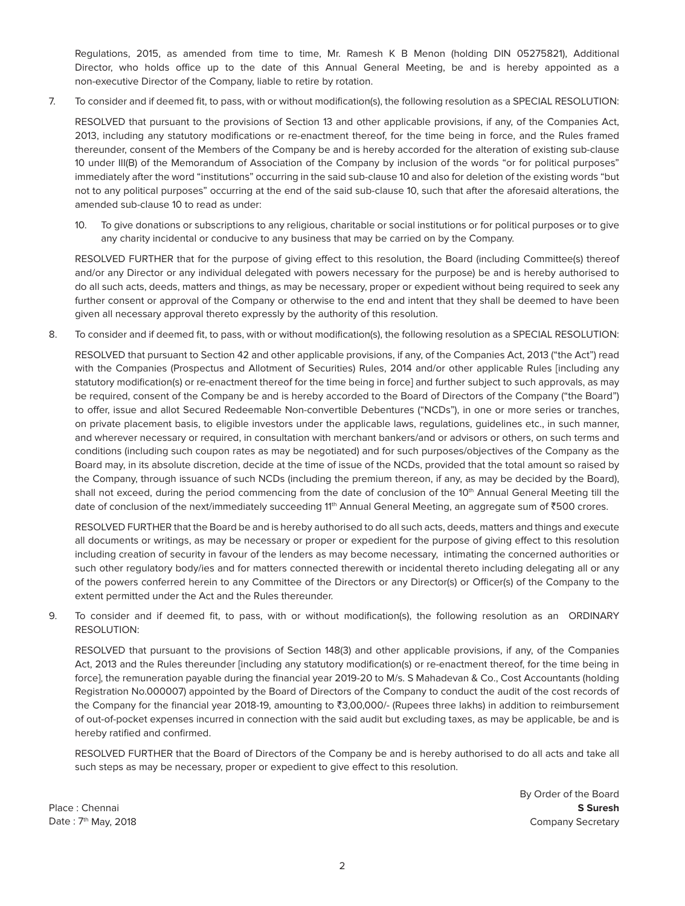Regulations, 2015, as amended from time to time, Mr. Ramesh K B Menon (holding DIN 05275821), Additional Director, who holds office up to the date of this Annual General Meeting, be and is hereby appointed as a non-executive Director of the Company, liable to retire by rotation.

7. To consider and if deemed fit, to pass, with or without modification(s), the following resolution as a SPECIAL RESOLUTION:

   RESOLVED that pursuant to the provisions of Section 13 and other applicable provisions, if any, of the Companies Act, 2013, including any statutory modifications or re-enactment thereof, for the time being in force, and the Rules framed thereunder, consent of the Members of the Company be and is hereby accorded for the alteration of existing sub-clause 10 under III(B) of the Memorandum of Association of the Company by inclusion of the words "or for political purposes" immediately after the word "institutions" occurring in the said sub-clause 10 and also for deletion of the existing words "but not to any political purposes" occurring at the end of the said sub-clause 10, such that after the aforesaid alterations, the amended sub-clause 10 to read as under:

   10. To give donations or subscriptions to any religious, charitable or social institutions or for political purposes or to give any charity incidental or conducive to any business that may be carried on by the Company.

   RESOLVED FURTHER that for the purpose of giving effect to this resolution, the Board (including Committee(s) thereof and/or any Director or any individual delegated with powers necessary for the purpose) be and is hereby authorised to do all such acts, deeds, matters and things, as may be necessary, proper or expedient without being required to seek any further consent or approval of the Company or otherwise to the end and intent that they shall be deemed to have been given all necessary approval thereto expressly by the authority of this resolution.

8. To consider and if deemed fit, to pass, with or without modification(s), the following resolution as a SPECIAL RESOLUTION:

   RESOLVED that pursuant to Section 42 and other applicable provisions, if any, of the Companies Act, 2013 ("the Act") read with the Companies (Prospectus and Allotment of Securities) Rules, 2014 and/or other applicable Rules [including any statutory modification(s) or re-enactment thereof for the time being in force] and further subject to such approvals, as may be required, consent of the Company be and is hereby accorded to the Board of Directors of the Company ("the Board") to offer, issue and allot Secured Redeemable Non-convertible Debentures ("NCDs"), in one or more series or tranches, on private placement basis, to eligible investors under the applicable laws, regulations, guidelines etc., in such manner, and wherever necessary or required, in consultation with merchant bankers/and or advisors or others, on such terms and conditions (including such coupon rates as may be negotiated) and for such purposes/objectives of the Company as the Board may, in its absolute discretion, decide at the time of issue of the NCDs, provided that the total amount so raised by the Company, through issuance of such NCDs (including the premium thereon, if any, as may be decided by the Board), shall not exceed, during the period commencing from the date of conclusion of the 10th Annual General Meeting till the date of conclusion of the next/immediately succeeding 11th Annual General Meeting, an aggregate sum of ₹500 crores.

   RESOLVED FURTHER that the Board be and is hereby authorised to do all such acts, deeds, matters and things and execute all documents or writings, as may be necessary or proper or expedient for the purpose of giving effect to this resolution including creation of security in favour of the lenders as may become necessary, intimating the concerned authorities or such other regulatory body/ies and for matters connected therewith or incidental thereto including delegating all or any of the powers conferred herein to any Committee of the Directors or any Director(s) or Officer(s) of the Company to the extent permitted under the Act and the Rules thereunder.

9. To consider and if deemed fit, to pass, with or without modification(s), the following resolution as an ORDINARY RESOLUTION:

   RESOLVED that pursuant to the provisions of Section 148(3) and other applicable provisions, if any, of the Companies Act, 2013 and the Rules thereunder [including any statutory modification(s) or re-enactment thereof, for the time being in force], the remuneration payable during the financial year 2019-20 to M/s. S Mahadevan & Co., Cost Accountants (holding Registration No.000007) appointed by the Board of Directors of the Company to conduct the audit of the cost records of the Company for the financial year 2018-19, amounting to ₹3,00,000/- (Rupees three lakhs) in addition to reimbursement of out-of-pocket expenses incurred in connection with the said audit but excluding taxes, as may be applicable, be and is hereby ratified and confirmed.

   RESOLVED FURTHER that the Board of Directors of the Company be and is hereby authorised to do all acts and take all such steps as may be necessary, proper or expedient to give effect to this resolution.

By Order of the Board

Place : Chennai
Date : 7th May, 2018

**S Suresh**
Company Secretary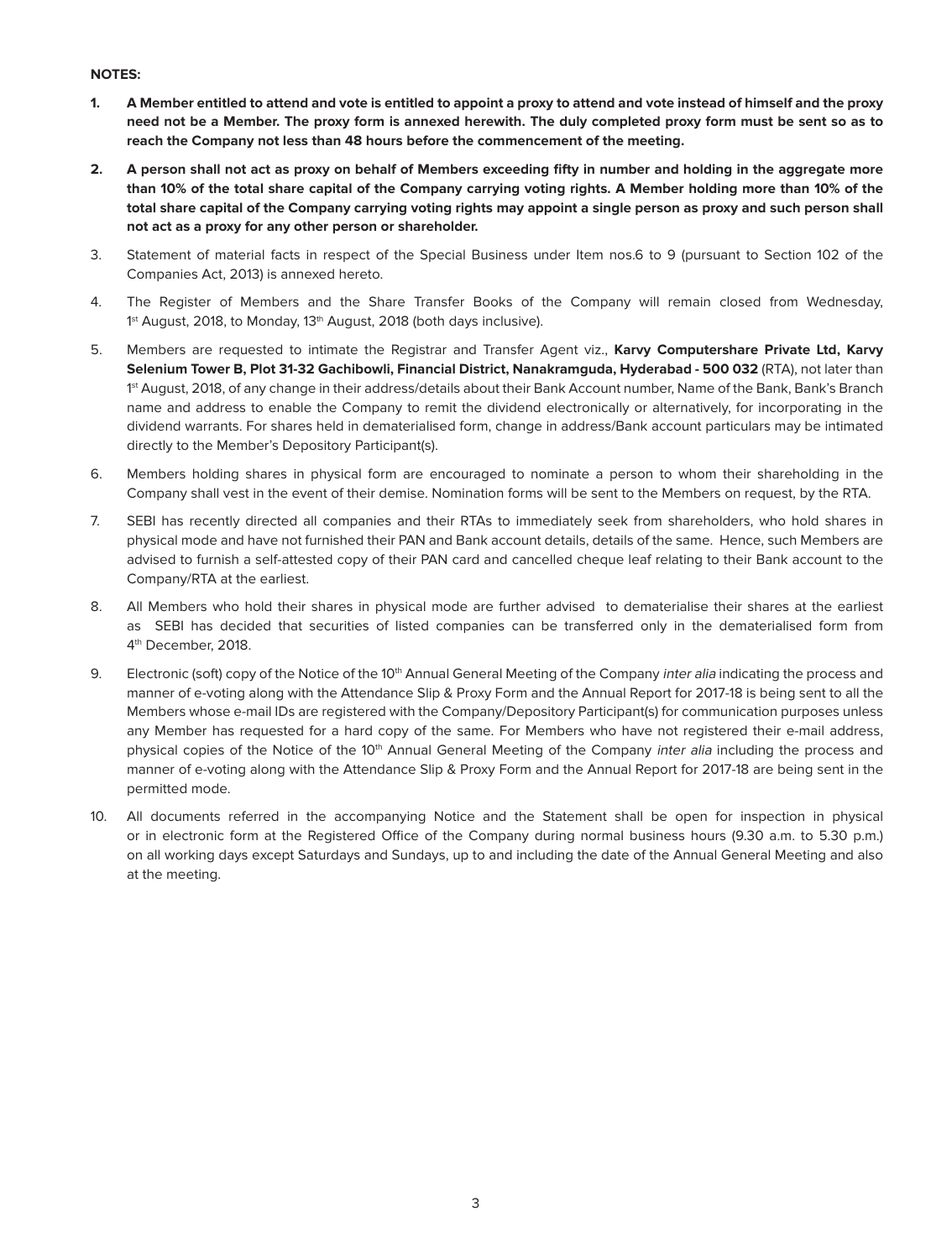**NOTES:**

1. **A Member entitled to attend and vote is entitled to appoint a proxy to attend and vote instead of himself and the proxy need not be a Member. The proxy form is annexed herewith. The duly completed proxy form must be sent so as to reach the Company not less than 48 hours before the commencement of the meeting.**

2. **A person shall not act as proxy on behalf of Members exceeding fifty in number and holding in the aggregate more than 10% of the total share capital of the Company carrying voting rights. A Member holding more than 10% of the total share capital of the Company carrying voting rights may appoint a single person as proxy and such person shall not act as a proxy for any other person or shareholder.**

3. Statement of material facts in respect of the Special Business under Item nos.6 to 9 (pursuant to Section 102 of the Companies Act, 2013) is annexed hereto.

4. The Register of Members and the Share Transfer Books of the Company will remain closed from Wednesday, 1st August, 2018, to Monday, 13th August, 2018 (both days inclusive).

5. Members are requested to intimate the Registrar and Transfer Agent viz., **Karvy Computershare Private Ltd, Karvy Selenium Tower B, Plot 31-32 Gachibowli, Financial District, Nanakramguda, Hyderabad - 500 032** (RTA), not later than 1st August, 2018, of any change in their address/details about their Bank Account number, Name of the Bank, Bank's Branch name and address to enable the Company to remit the dividend electronically or alternatively, for incorporating in the dividend warrants. For shares held in dematerialised form, change in address/Bank account particulars may be intimated directly to the Member's Depository Participant(s).

6. Members holding shares in physical form are encouraged to nominate a person to whom their shareholding in the Company shall vest in the event of their demise. Nomination forms will be sent to the Members on request, by the RTA.

7. SEBI has recently directed all companies and their RTAs to immediately seek from shareholders, who hold shares in physical mode and have not furnished their PAN and Bank account details, details of the same. Hence, such Members are advised to furnish a self-attested copy of their PAN card and cancelled cheque leaf relating to their Bank account to the Company/RTA at the earliest.

8. All Members who hold their shares in physical mode are further advised to dematerialise their shares at the earliest as SEBI has decided that securities of listed companies can be transferred only in the dematerialised form from 4th December, 2018.

9. Electronic (soft) copy of the Notice of the 10th Annual General Meeting of the Company *inter alia* indicating the process and manner of e-voting along with the Attendance Slip & Proxy Form and the Annual Report for 2017-18 is being sent to all the Members whose e-mail IDs are registered with the Company/Depository Participant(s) for communication purposes unless any Member has requested for a hard copy of the same. For Members who have not registered their e-mail address, physical copies of the Notice of the 10th Annual General Meeting of the Company *inter alia* including the process and manner of e-voting along with the Attendance Slip & Proxy Form and the Annual Report for 2017-18 are being sent in the permitted mode.

10. All documents referred in the accompanying Notice and the Statement shall be open for inspection in physical or in electronic form at the Registered Office of the Company during normal business hours (9.30 a.m. to 5.30 p.m.) on all working days except Saturdays and Sundays, up to and including the date of the Annual General Meeting and also at the meeting.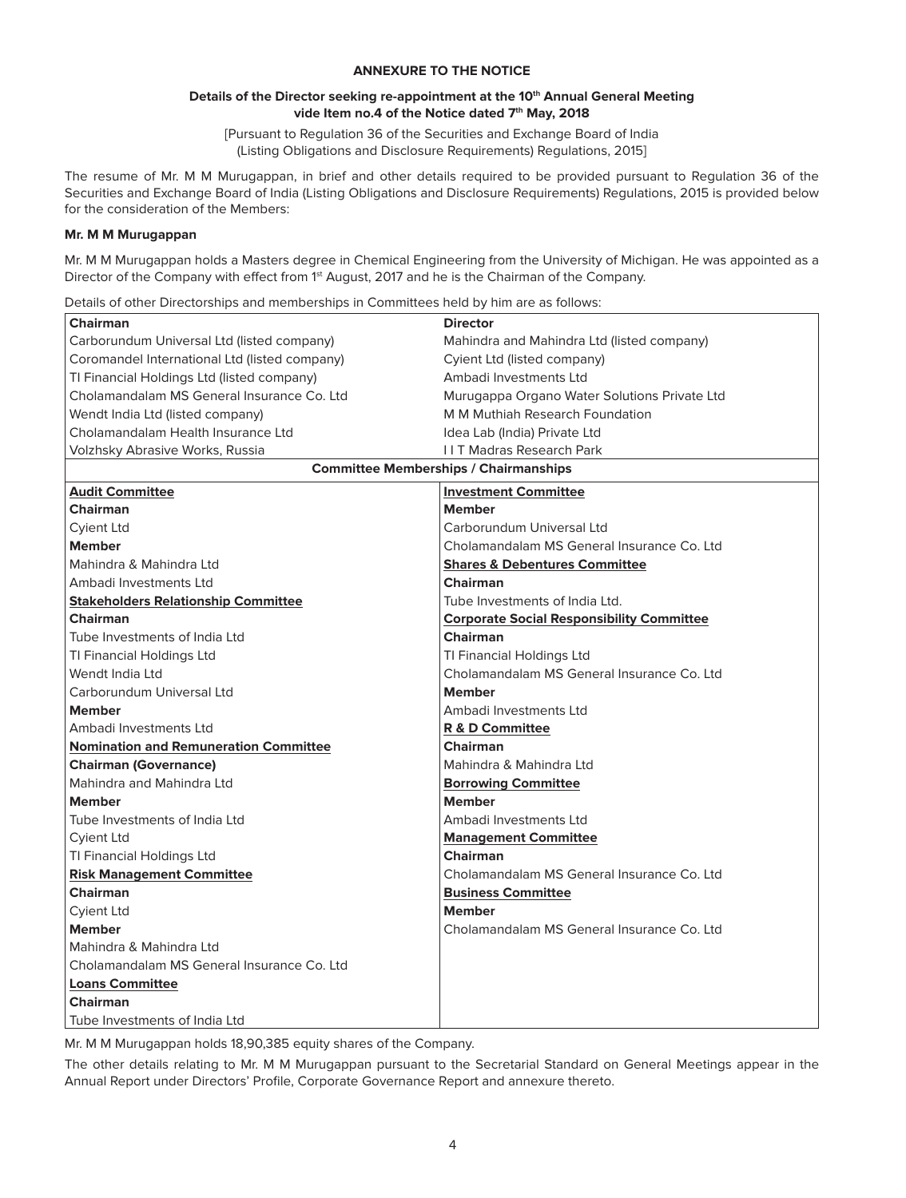## ANNEXURE TO THE NOTICE

### Details of the Director seeking re-appointment at the 10th Annual General Meeting vide Item no.4 of the Notice dated 7th May, 2018

[Pursuant to Regulation 36 of the Securities and Exchange Board of India (Listing Obligations and Disclosure Requirements) Regulations, 2015]

The resume of Mr. M M Murugappan, in brief and other details required to be provided pursuant to Regulation 36 of the Securities and Exchange Board of India (Listing Obligations and Disclosure Requirements) Regulations, 2015 is provided below for the consideration of the Members:

**Mr. M M Murugappan**

Mr. M M Murugappan holds a Masters degree in Chemical Engineering from the University of Michigan. He was appointed as a Director of the Company with effect from 1st August, 2017 and he is the Chairman of the Company.

Details of other Directorships and memberships in Committees held by him are as follows:

| **Chairman** | **Director** |
|---|---|
| Carborundum Universal Ltd (listed company) | Mahindra and Mahindra Ltd (listed company) |
| Coromandel International Ltd (listed company) | Cyient Ltd (listed company) |
| TI Financial Holdings Ltd (listed company) | Ambadi Investments Ltd |
| Cholamandalam MS General Insurance Co. Ltd | Murugappa Organo Water Solutions Private Ltd |
| Wendt India Ltd (listed company) | M M Muthiah Research Foundation |
| Cholamandalam Health Insurance Ltd | Idea Lab (India) Private Ltd |
| Volzhsky Abrasive Works, Russia | I I T Madras Research Park |

**Committee Memberships / Chairmanships**

| | |
|---|---|
| **Audit Committee** | **Investment Committee** |
| **Chairman** | **Member** |
| Cyient Ltd | Carborundum Universal Ltd |
| **Member** | Cholamandalam MS General Insurance Co. Ltd |
| Mahindra & Mahindra Ltd | **Shares & Debentures Committee** |
| Ambadi Investments Ltd | **Chairman** |
| **Stakeholders Relationship Committee** | Tube Investments of India Ltd. |
| **Chairman** | **Corporate Social Responsibility Committee** |
| Tube Investments of India Ltd | **Chairman** |
| TI Financial Holdings Ltd | TI Financial Holdings Ltd |
| Wendt India Ltd | Cholamandalam MS General Insurance Co. Ltd |
| Carborundum Universal Ltd | **Member** |
| **Member** | Ambadi Investments Ltd |
| Ambadi Investments Ltd | **R & D Committee** |
| **Nomination and Remuneration Committee** | **Chairman** |
| **Chairman (Governance)** | Mahindra & Mahindra Ltd |
| Mahindra and Mahindra Ltd | **Borrowing Committee** |
| **Member** | **Member** |
| Tube Investments of India Ltd | Ambadi Investments Ltd |
| Cyient Ltd | **Management Committee** |
| TI Financial Holdings Ltd | **Chairman** |
| **Risk Management Committee** | Cholamandalam MS General Insurance Co. Ltd |
| **Chairman** | **Business Committee** |
| Cyient Ltd | **Member** |
| **Member** | Cholamandalam MS General Insurance Co. Ltd |
| Mahindra & Mahindra Ltd | |
| Cholamandalam MS General Insurance Co. Ltd | |
| **Loans Committee** | |
| **Chairman** | |
| Tube Investments of India Ltd | |

Mr. M M Murugappan holds 18,90,385 equity shares of the Company.

The other details relating to Mr. M M Murugappan pursuant to the Secretarial Standard on General Meetings appear in the Annual Report under Directors' Profile, Corporate Governance Report and annexure thereto.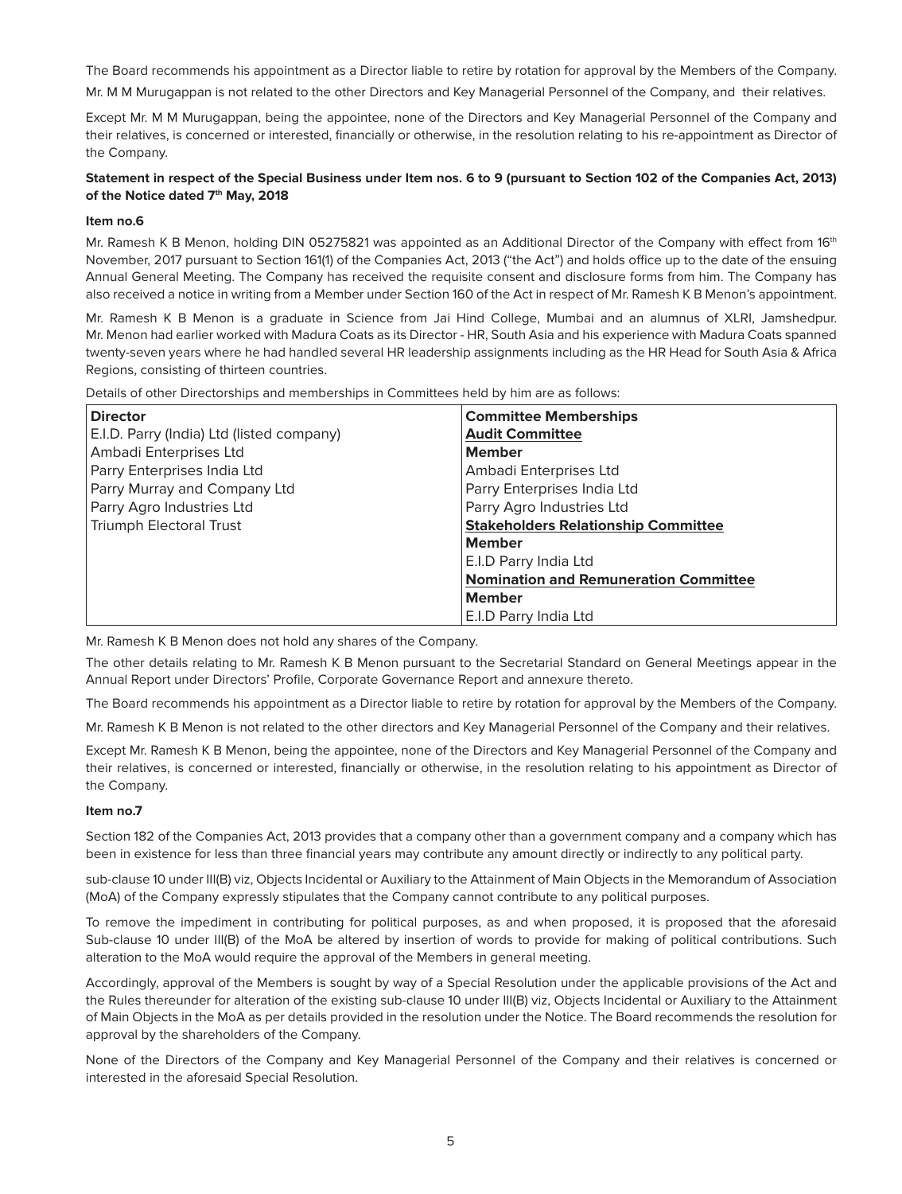The Board recommends his appointment as a Director liable to retire by rotation for approval by the Members of the Company.

Mr. M M Murugappan is not related to the other Directors and Key Managerial Personnel of the Company, and their relatives.

Except Mr. M M Murugappan, being the appointee, none of the Directors and Key Managerial Personnel of the Company and their relatives, is concerned or interested, financially or otherwise, in the resolution relating to his re-appointment as Director of the Company.

**Statement in respect of the Special Business under Item nos. 6 to 9 (pursuant to Section 102 of the Companies Act, 2013) of the Notice dated 7th May, 2018**

**Item no.6**

Mr. Ramesh K B Menon, holding DIN 05275821 was appointed as an Additional Director of the Company with effect from 16th November, 2017 pursuant to Section 161(1) of the Companies Act, 2013 ("the Act") and holds office up to the date of the ensuing Annual General Meeting. The Company has received the requisite consent and disclosure forms from him. The Company has also received a notice in writing from a Member under Section 160 of the Act in respect of Mr. Ramesh K B Menon's appointment.

Mr. Ramesh K B Menon is a graduate in Science from Jai Hind College, Mumbai and an alumnus of XLRI, Jamshedpur. Mr. Menon had earlier worked with Madura Coats as its Director - HR, South Asia and his experience with Madura Coats spanned twenty-seven years where he had handled several HR leadership assignments including as the HR Head for South Asia & Africa Regions, consisting of thirteen countries.

Details of other Directorships and memberships in Committees held by him are as follows:

| Director | Committee Memberships |
|---|---|
| E.I.D. Parry (India) Ltd (listed company) | **Audit Committee** |
| Ambadi Enterprises Ltd | **Member** |
| Parry Enterprises India Ltd | Ambadi Enterprises Ltd |
| Parry Murray and Company Ltd | Parry Enterprises India Ltd |
| Parry Agro Industries Ltd | Parry Agro Industries Ltd |
| Triumph Electoral Trust | **Stakeholders Relationship Committee** |
| | **Member** |
| | E.I.D Parry India Ltd |
| | **Nomination and Remuneration Committee** |
| | **Member** |
| | E.I.D Parry India Ltd |

Mr. Ramesh K B Menon does not hold any shares of the Company.

The other details relating to Mr. Ramesh K B Menon pursuant to the Secretarial Standard on General Meetings appear in the Annual Report under Directors' Profile, Corporate Governance Report and annexure thereto.

The Board recommends his appointment as a Director liable to retire by rotation for approval by the Members of the Company.

Mr. Ramesh K B Menon is not related to the other directors and Key Managerial Personnel of the Company and their relatives.

Except Mr. Ramesh K B Menon, being the appointee, none of the Directors and Key Managerial Personnel of the Company and their relatives, is concerned or interested, financially or otherwise, in the resolution relating to his appointment as Director of the Company.

**Item no.7**

Section 182 of the Companies Act, 2013 provides that a company other than a government company and a company which has been in existence for less than three financial years may contribute any amount directly or indirectly to any political party.

sub-clause 10 under III(B) viz, Objects Incidental or Auxiliary to the Attainment of Main Objects in the Memorandum of Association (MoA) of the Company expressly stipulates that the Company cannot contribute to any political purposes.

To remove the impediment in contributing for political purposes, as and when proposed, it is proposed that the aforesaid Sub-clause 10 under III(B) of the MoA be altered by insertion of words to provide for making of political contributions. Such alteration to the MoA would require the approval of the Members in general meeting.

Accordingly, approval of the Members is sought by way of a Special Resolution under the applicable provisions of the Act and the Rules thereunder for alteration of the existing sub-clause 10 under III(B) viz, Objects Incidental or Auxiliary to the Attainment of Main Objects in the MoA as per details provided in the resolution under the Notice. The Board recommends the resolution for approval by the shareholders of the Company.

None of the Directors of the Company and Key Managerial Personnel of the Company and their relatives is concerned or interested in the aforesaid Special Resolution.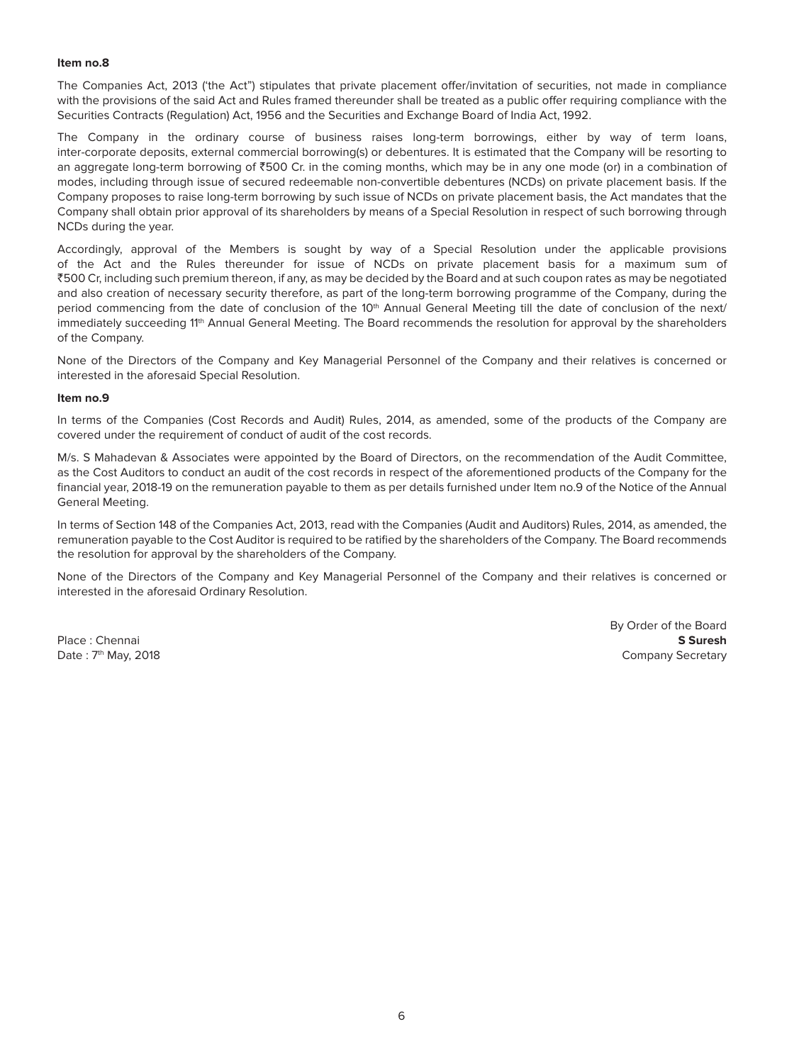**Item no.8**

The Companies Act, 2013 ('the Act") stipulates that private placement offer/invitation of securities, not made in compliance with the provisions of the said Act and Rules framed thereunder shall be treated as a public offer requiring compliance with the Securities Contracts (Regulation) Act, 1956 and the Securities and Exchange Board of India Act, 1992.

The Company in the ordinary course of business raises long-term borrowings, either by way of term loans, inter-corporate deposits, external commercial borrowing(s) or debentures. It is estimated that the Company will be resorting to an aggregate long-term borrowing of ₹500 Cr. in the coming months, which may be in any one mode (or) in a combination of modes, including through issue of secured redeemable non-convertible debentures (NCDs) on private placement basis. If the Company proposes to raise long-term borrowing by such issue of NCDs on private placement basis, the Act mandates that the Company shall obtain prior approval of its shareholders by means of a Special Resolution in respect of such borrowing through NCDs during the year.

Accordingly, approval of the Members is sought by way of a Special Resolution under the applicable provisions of the Act and the Rules thereunder for issue of NCDs on private placement basis for a maximum sum of ₹500 Cr, including such premium thereon, if any, as may be decided by the Board and at such coupon rates as may be negotiated and also creation of necessary security therefore, as part of the long-term borrowing programme of the Company, during the period commencing from the date of conclusion of the 10th Annual General Meeting till the date of conclusion of the next/ immediately succeeding 11th Annual General Meeting. The Board recommends the resolution for approval by the shareholders of the Company.

None of the Directors of the Company and Key Managerial Personnel of the Company and their relatives is concerned or interested in the aforesaid Special Resolution.

**Item no.9**

In terms of the Companies (Cost Records and Audit) Rules, 2014, as amended, some of the products of the Company are covered under the requirement of conduct of audit of the cost records.

M/s. S Mahadevan & Associates were appointed by the Board of Directors, on the recommendation of the Audit Committee, as the Cost Auditors to conduct an audit of the cost records in respect of the aforementioned products of the Company for the financial year, 2018-19 on the remuneration payable to them as per details furnished under Item no.9 of the Notice of the Annual General Meeting.

In terms of Section 148 of the Companies Act, 2013, read with the Companies (Audit and Auditors) Rules, 2014, as amended, the remuneration payable to the Cost Auditor is required to be ratified by the shareholders of the Company. The Board recommends the resolution for approval by the shareholders of the Company.

None of the Directors of the Company and Key Managerial Personnel of the Company and their relatives is concerned or interested in the aforesaid Ordinary Resolution.

By Order of the Board

Place : Chennai
Date : 7th May, 2018

**S Suresh**
Company Secretary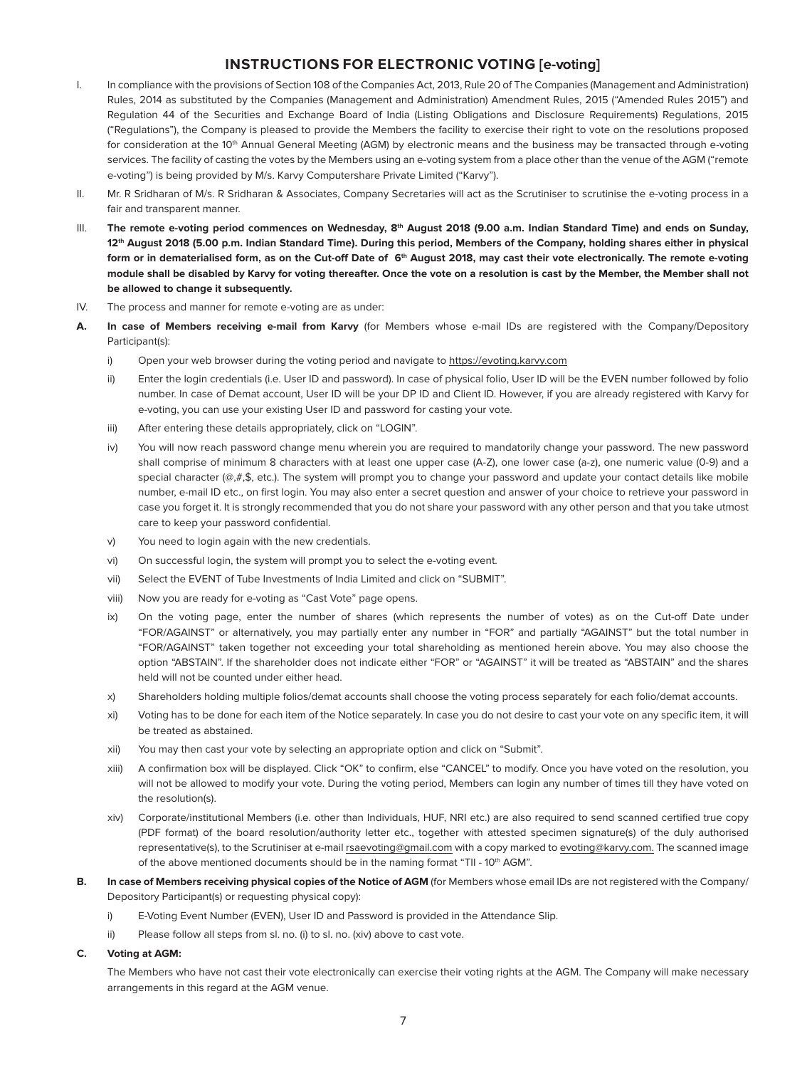# INSTRUCTIONS FOR ELECTRONIC VOTING [e-voting]

I. In compliance with the provisions of Section 108 of the Companies Act, 2013, Rule 20 of The Companies (Management and Administration) Rules, 2014 as substituted by the Companies (Management and Administration) Amendment Rules, 2015 ("Amended Rules 2015") and Regulation 44 of the Securities and Exchange Board of India (Listing Obligations and Disclosure Requirements) Regulations, 2015 ("Regulations"), the Company is pleased to provide the Members the facility to exercise their right to vote on the resolutions proposed for consideration at the 10th Annual General Meeting (AGM) by electronic means and the business may be transacted through e-voting services. The facility of casting the votes by the Members using an e-voting system from a place other than the venue of the AGM ("remote e-voting") is being provided by M/s. Karvy Computershare Private Limited ("Karvy").

II. Mr. R Sridharan of M/s. R Sridharan & Associates, Company Secretaries will act as the Scrutiniser to scrutinise the e-voting process in a fair and transparent manner.

III. **The remote e-voting period commences on Wednesday, 8th August 2018 (9.00 a.m. Indian Standard Time) and ends on Sunday, 12th August 2018 (5.00 p.m. Indian Standard Time). During this period, Members of the Company, holding shares either in physical form or in dematerialised form, as on the Cut-off Date of 6th August 2018, may cast their vote electronically. The remote e-voting module shall be disabled by Karvy for voting thereafter. Once the vote on a resolution is cast by the Member, the Member shall not be allowed to change it subsequently.**

IV. The process and manner for remote e-voting are as under:

**A. In case of Members receiving e-mail from Karvy** (for Members whose e-mail IDs are registered with the Company/Depository Participant(s):

i) Open your web browser during the voting period and navigate to https://evoting.karvy.com

ii) Enter the login credentials (i.e. User ID and password). In case of physical folio, User ID will be the EVEN number followed by folio number. In case of Demat account, User ID will be your DP ID and Client ID. However, if you are already registered with Karvy for e-voting, you can use your existing User ID and password for casting your vote.

iii) After entering these details appropriately, click on "LOGIN".

iv) You will now reach password change menu wherein you are required to mandatorily change your password. The new password shall comprise of minimum 8 characters with at least one upper case (A-Z), one lower case (a-z), one numeric value (0-9) and a special character (@,#,$, etc.). The system will prompt you to change your password and update your contact details like mobile number, e-mail ID etc., on first login. You may also enter a secret question and answer of your choice to retrieve your password in case you forget it. It is strongly recommended that you do not share your password with any other person and that you take utmost care to keep your password confidential.

v) You need to login again with the new credentials.

vi) On successful login, the system will prompt you to select the e-voting event.

vii) Select the EVENT of Tube Investments of India Limited and click on "SUBMIT".

viii) Now you are ready for e-voting as "Cast Vote" page opens.

ix) On the voting page, enter the number of shares (which represents the number of votes) as on the Cut-off Date under "FOR/AGAINST" or alternatively, you may partially enter any number in "FOR" and partially "AGAINST" but the total number in "FOR/AGAINST" taken together not exceeding your total shareholding as mentioned herein above. You may also choose the option "ABSTAIN". If the shareholder does not indicate either "FOR" or "AGAINST" it will be treated as "ABSTAIN" and the shares held will not be counted under either head.

x) Shareholders holding multiple folios/demat accounts shall choose the voting process separately for each folio/demat accounts.

xi) Voting has to be done for each item of the Notice separately. In case you do not desire to cast your vote on any specific item, it will be treated as abstained.

xii) You may then cast your vote by selecting an appropriate option and click on "Submit".

xiii) A confirmation box will be displayed. Click "OK" to confirm, else "CANCEL" to modify. Once you have voted on the resolution, you will not be allowed to modify your vote. During the voting period, Members can login any number of times till they have voted on the resolution(s).

xiv) Corporate/institutional Members (i.e. other than Individuals, HUF, NRI etc.) are also required to send scanned certified true copy (PDF format) of the board resolution/authority letter etc., together with attested specimen signature(s) of the duly authorised representative(s), to the Scrutiniser at e-mail rsaevoting@gmail.com with a copy marked to evoting@karvy.com. The scanned image of the above mentioned documents should be in the naming format "TII - 10th AGM".

**B. In case of Members receiving physical copies of the Notice of AGM** (for Members whose email IDs are not registered with the Company/ Depository Participant(s) or requesting physical copy):

i) E-Voting Event Number (EVEN), User ID and Password is provided in the Attendance Slip.

ii) Please follow all steps from sl. no. (i) to sl. no. (xiv) above to cast vote.

**C. Voting at AGM:**

The Members who have not cast their vote electronically can exercise their voting rights at the AGM. The Company will make necessary arrangements in this regard at the AGM venue.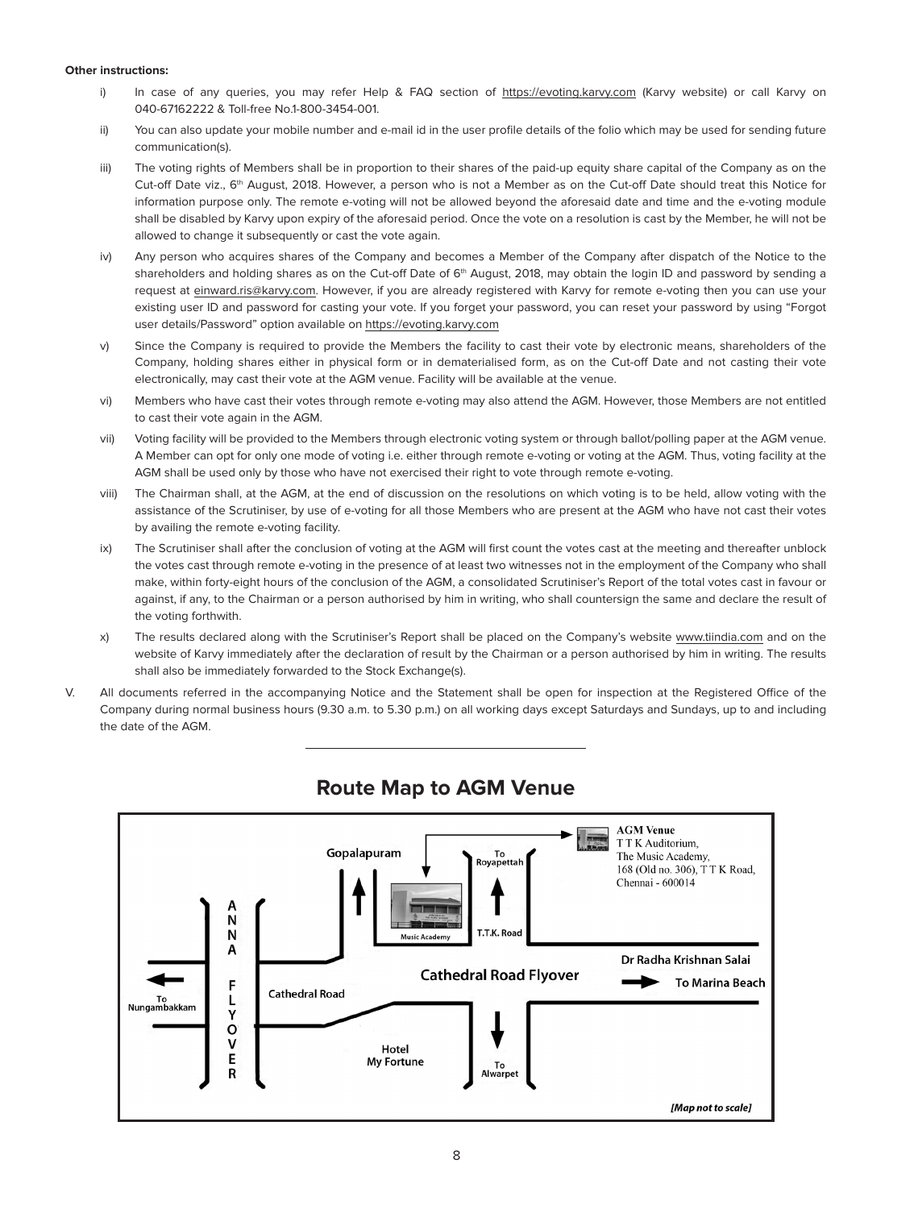**Other instructions:**

i) In case of any queries, you may refer Help & FAQ section of https://evoting.karvy.com (Karvy website) or call Karvy on 040-67162222 & Toll-free No.1-800-3454-001.

ii) You can also update your mobile number and e-mail id in the user profile details of the folio which may be used for sending future communication(s).

iii) The voting rights of Members shall be in proportion to their shares of the paid-up equity share capital of the Company as on the Cut-off Date viz., 6th August, 2018. However, a person who is not a Member as on the Cut-off Date should treat this Notice for information purpose only. The remote e-voting will not be allowed beyond the aforesaid date and time and the e-voting module shall be disabled by Karvy upon expiry of the aforesaid period. Once the vote on a resolution is cast by the Member, he will not be allowed to change it subsequently or cast the vote again.

iv) Any person who acquires shares of the Company and becomes a Member of the Company after dispatch of the Notice to the shareholders and holding shares as on the Cut-off Date of 6th August, 2018, may obtain the login ID and password by sending a request at einward.ris@karvy.com. However, if you are already registered with Karvy for remote e-voting then you can use your existing user ID and password for casting your vote. If you forget your password, you can reset your password by using "Forgot user details/Password" option available on https://evoting.karvy.com

v) Since the Company is required to provide the Members the facility to cast their vote by electronic means, shareholders of the Company, holding shares either in physical form or in dematerialised form, as on the Cut-off Date and not casting their vote electronically, may cast their vote at the AGM venue. Facility will be available at the venue.

vi) Members who have cast their votes through remote e-voting may also attend the AGM. However, those Members are not entitled to cast their vote again in the AGM.

vii) Voting facility will be provided to the Members through electronic voting system or through ballot/polling paper at the AGM venue. A Member can opt for only one mode of voting i.e. either through remote e-voting or voting at the AGM. Thus, voting facility at the AGM shall be used only by those who have not exercised their right to vote through remote e-voting.

viii) The Chairman shall, at the AGM, at the end of discussion on the resolutions on which voting is to be held, allow voting with the assistance of the Scrutiniser, by use of e-voting for all those Members who are present at the AGM who have not cast their votes by availing the remote e-voting facility.

ix) The Scrutiniser shall after the conclusion of voting at the AGM will first count the votes cast at the meeting and thereafter unblock the votes cast through remote e-voting in the presence of at least two witnesses not in the employment of the Company who shall make, within forty-eight hours of the conclusion of the AGM, a consolidated Scrutiniser's Report of the total votes cast in favour or against, if any, to the Chairman or a person authorised by him in writing, who shall countersign the same and declare the result of the voting forthwith.

x) The results declared along with the Scrutiniser's Report shall be placed on the Company's website www.tiindia.com and on the website of Karvy immediately after the declaration of result by the Chairman or a person authorised by him in writing. The results shall also be immediately forwarded to the Stock Exchange(s).

V. All documents referred in the accompanying Notice and the Statement shall be open for inspection at the Registered Office of the Company during normal business hours (9.30 a.m. to 5.30 p.m.) on all working days except Saturdays and Sundays, up to and including the date of the AGM.

## Route Map to AGM Venue

**AGM Venue**
T T K Auditorium,
The Music Academy,
168 (Old no. 306), T T K Road,
Chennai - 600014

Gopalapuram
To Royapettah
Music Academy
T.T.K. Road
ANNA FLYOVER
Dr Radha Krishnan Salai
Cathedral Road Flyover
To Marina Beach
To Nungambakkam
Cathedral Road
Hotel My Fortune
To Alwarpet

*[Map not to scale]*